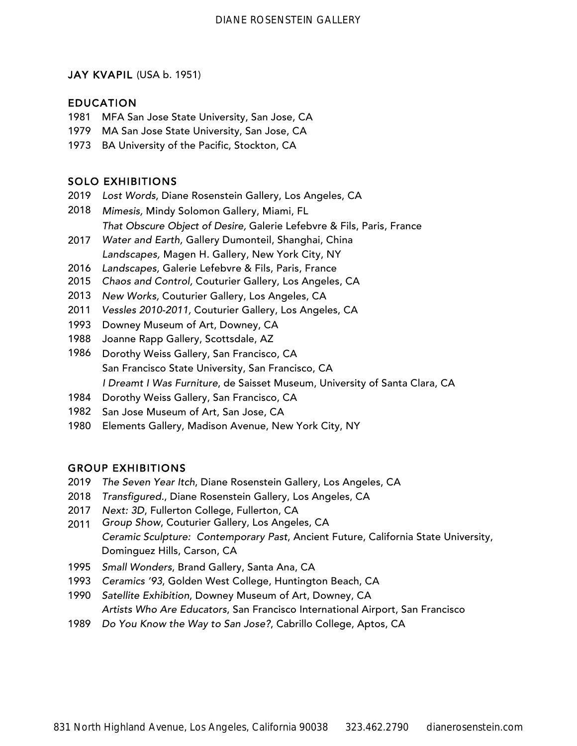# JAY KVAPIL (USA b. 1951)

## EDUCATION

1981 MFA San Jose State University, San Jose, CA
1979 MA San Jose State University, San Jose, CA
1973 BA University of the Pacific, Stockton, CA

## SOLO EXHIBITIONS

2019 *Lost Words*, Diane Rosenstein Gallery, Los Angeles, CA
2018 *Mimesis,* Mindy Solomon Gallery, Miami, FL
*That Obscure Object of Desire,* Galerie Lefebvre & Fils, Paris, France
2017 *Water and Earth,* Gallery Dumonteil, Shanghai, China
*Landscapes,* Magen H. Gallery, New York City, NY
2016 *Landscapes,* Galerie Lefebvre & Fils, Paris, France
2015 *Chaos and Control,* Couturier Gallery, Los Angeles, CA
2013 *New Works,* Couturier Gallery, Los Angeles, CA
2011 *Vessles 2010-2011,* Couturier Gallery, Los Angeles, CA
1993 Downey Museum of Art, Downey, CA
1988 Joanne Rapp Gallery, Scottsdale, AZ
1986 Dorothy Weiss Gallery, San Francisco, CA
San Francisco State University, San Francisco, CA
*I Dreamt I Was Furniture*, de Saisset Museum, University of Santa Clara, CA
1984 Dorothy Weiss Gallery, San Francisco, CA
1982 San Jose Museum of Art, San Jose, CA
1980 Elements Gallery, Madison Avenue, New York City, NY

## GROUP EXHIBITIONS

2019 *The Seven Year Itch*, Diane Rosenstein Gallery, Los Angeles, CA
2018 *Transfigured.*, Diane Rosenstein Gallery, Los Angeles, CA
2017 *Next: 3D*, Fullerton College, Fullerton, CA
2011 *Group Show*, Couturier Gallery, Los Angeles, CA
*Ceramic Sculpture: Contemporary Past*, Ancient Future, California State University, Dominguez Hills, Carson, CA
1995 *Small Wonders*, Brand Gallery, Santa Ana, CA
1993 *Ceramics '93*, Golden West College, Huntington Beach, CA
1990 *Satellite Exhibition*, Downey Museum of Art, Downey, CA
*Artists Who Are Educators*, San Francisco International Airport, San Francisco
1989 *Do You Know the Way to San Jose?*, Cabrillo College, Aptos, CA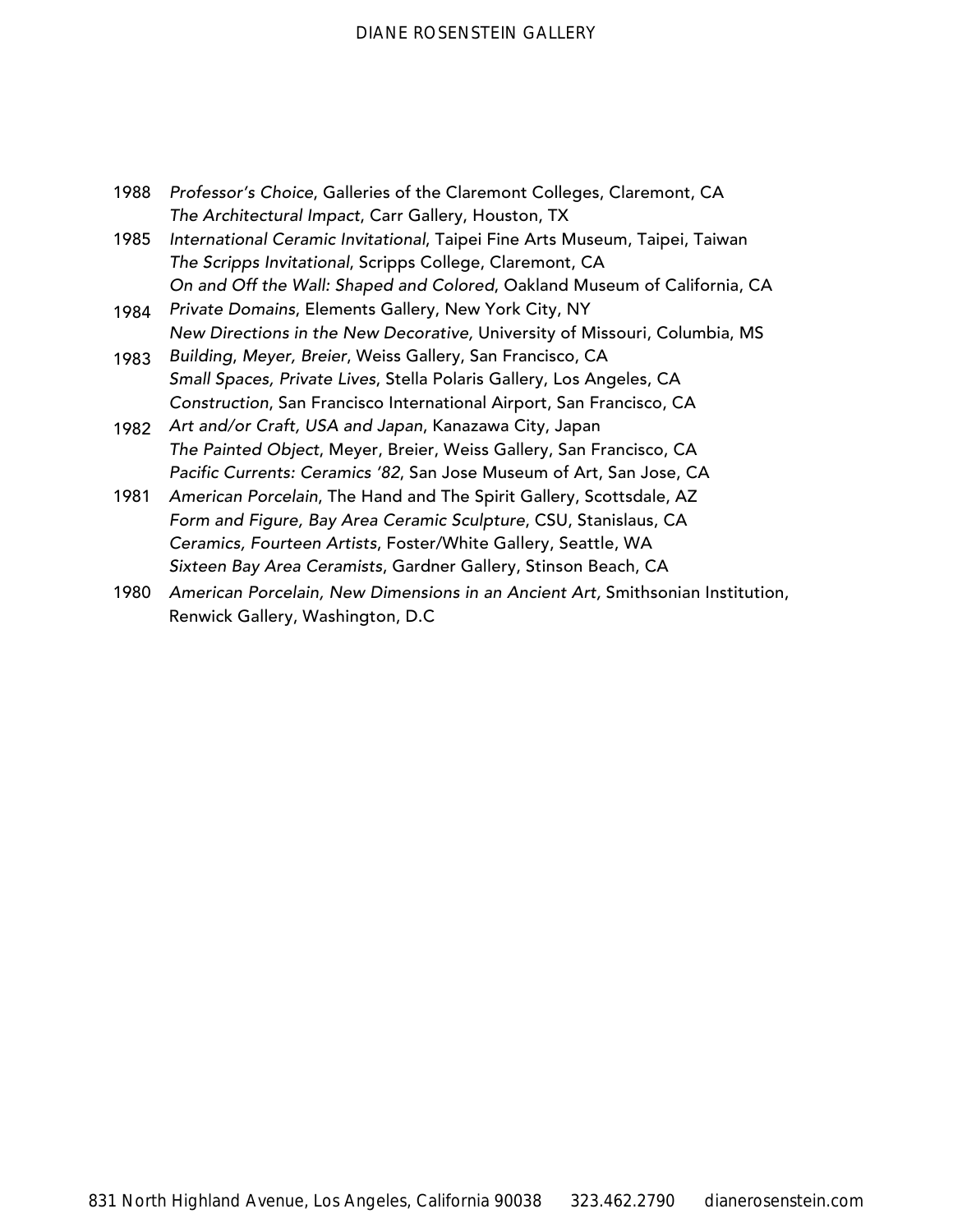1988 *Professor's Choice*, Galleries of the Claremont Colleges, Claremont, CA
*The Architectural Impact*, Carr Gallery, Houston, TX

1985 *International Ceramic Invitational*, Taipei Fine Arts Museum, Taipei, Taiwan
*The Scripps Invitational*, Scripps College, Claremont, CA
*On and Off the Wall: Shaped and Colored*, Oakland Museum of California, CA

1984 *Private Domains*, Elements Gallery, New York City, NY
*New Directions in the New Decorative,* University of Missouri, Columbia, MS

1983 *Building*, *Meyer, Breier*, Weiss Gallery, San Francisco, CA
*Small Spaces, Private Lives*, Stella Polaris Gallery, Los Angeles, CA
*Construction*, San Francisco International Airport, San Francisco, CA

1982 *Art and/or Craft, USA and Japan*, Kanazawa City, Japan
*The Painted Object*, Meyer, Breier, Weiss Gallery, San Francisco, CA
*Pacific Currents: Ceramics '82*, San Jose Museum of Art, San Jose, CA

1981 *American Porcelain*, The Hand and The Spirit Gallery, Scottsdale, AZ
*Form and Figure, Bay Area Ceramic Sculpture*, CSU, Stanislaus, CA
*Ceramics, Fourteen Artists*, Foster/White Gallery, Seattle, WA
*Sixteen Bay Area Ceramists*, Gardner Gallery, Stinson Beach, CA

1980 *American Porcelain, New Dimensions in an Ancient Art*, Smithsonian Institution, Renwick Gallery, Washington, D.C